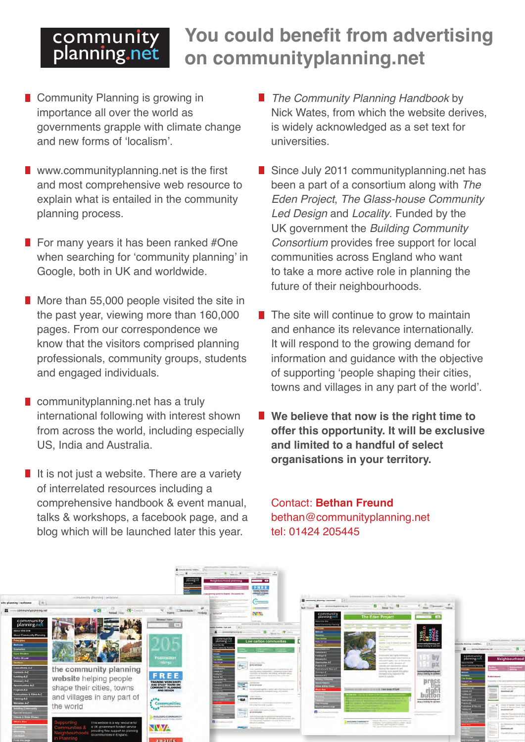community planning.net

# You could benefit from advertising on communityplanning.net

- Community Planning is growing in importance all over the world as governments grapple with climate change and new forms of 'localism'.
- www.communityplanning.net is the first and most comprehensive web resource to explain what is entailed in the community planning process.
- For many years it has been ranked #One when searching for 'community planning' in Google, both in UK and worldwide.
- More than 55,000 people visited the site in the past year, viewing more than 160,000 pages. From our correspondence we know that the visitors comprised planning professionals, community groups, students and engaged individuals.
- communityplanning.net has a truly international following with interest shown from across the world, including especially US, India and Australia.
- It is not just a website. There are a variety of interrelated resources including a comprehensive handbook & event manual, talks & workshops, a facebook page, and a blog which will be launched later this year.
- *The Community Planning Handbook* by Nick Wates, from which the website derives, is widely acknowledged as a set text for universities.
- Since July 2011 communityplanning.net has been a part of a consortium along with *The Eden Project*, *The Glass-house Community Led Design* and *Locality*. Funded by the UK government the *Building Community Consortium* provides free support for local communities across England who want to take a more active role in planning the future of their neighbourhoods.
- The site will continue to grow to maintain and enhance its relevance internationally. It will respond to the growing demand for information and guidance with the objective of supporting 'people shaping their cities, towns and villages in any part of the world'.
- **We believe that now is the right time to offer this opportunity. It will be exclusive and limited to a handful of select organisations in your territory.**

Contact: **Bethan Freund**
bethan@communityplanning.net
tel: 01424 205445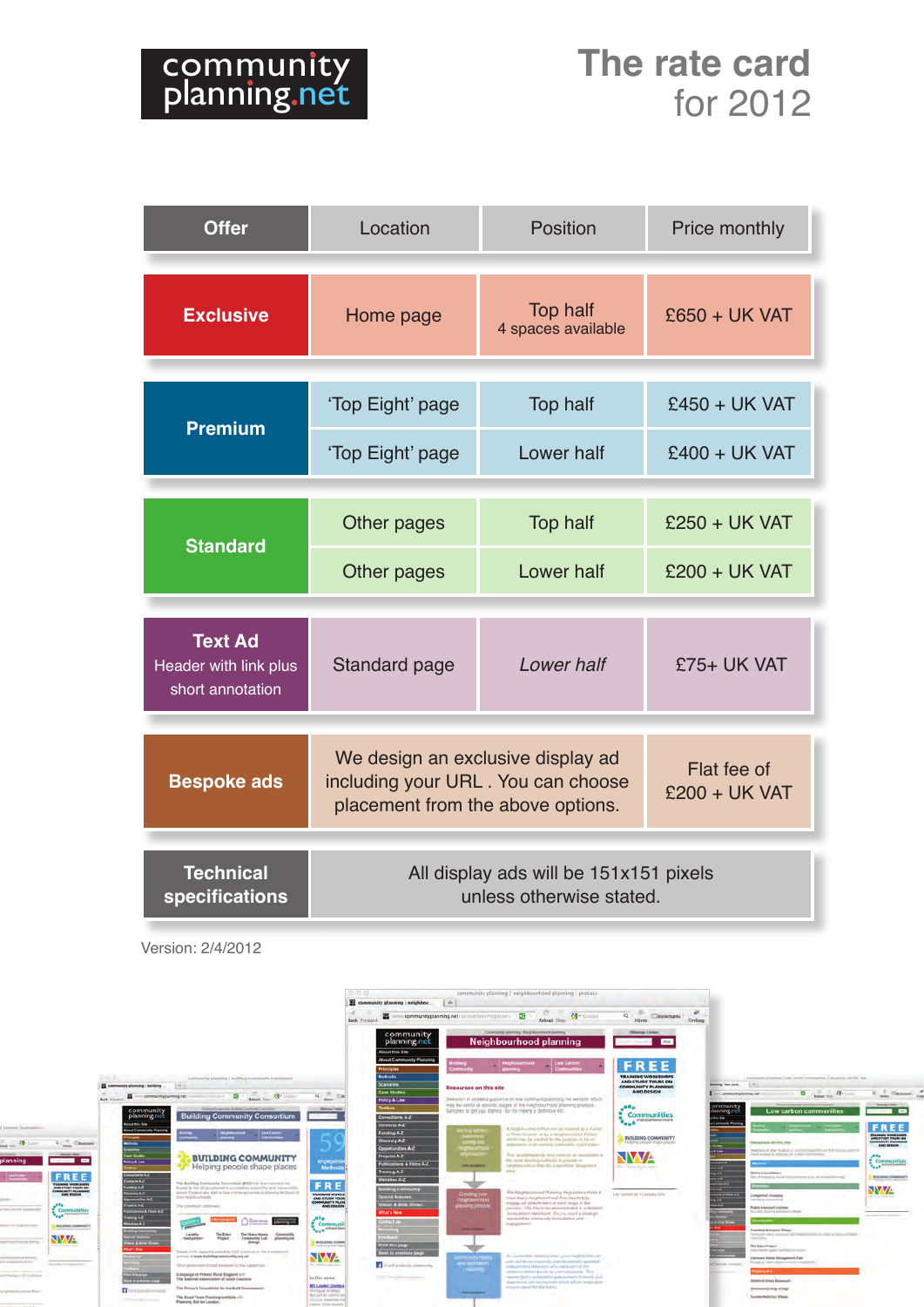community planning.net

# The rate card for 2012

| Offer | Location | Position | Price monthly |
|---|---|---|---|
| **Exclusive** | Home page | Top half<br>4 spaces available | £650 + UK VAT |
| **Premium** | 'Top Eight' page | Top half | £450 + UK VAT |
| | 'Top Eight' page | Lower half | £400 + UK VAT |
| **Standard** | Other pages | Top half | £250 + UK VAT |
| | Other pages | Lower half | £200 + UK VAT |
| **Text Ad**<br>Header with link plus short annotation | Standard page | *Lower half* | £75+ UK VAT |
| **Bespoke ads** | We design an exclusive display ad including your URL . You can choose placement from the above options. | | Flat fee of £200 + UK VAT |
| **Technical specifications** | All display ads will be 151x151 pixels unless otherwise stated. | | |

Version: 2/4/2012